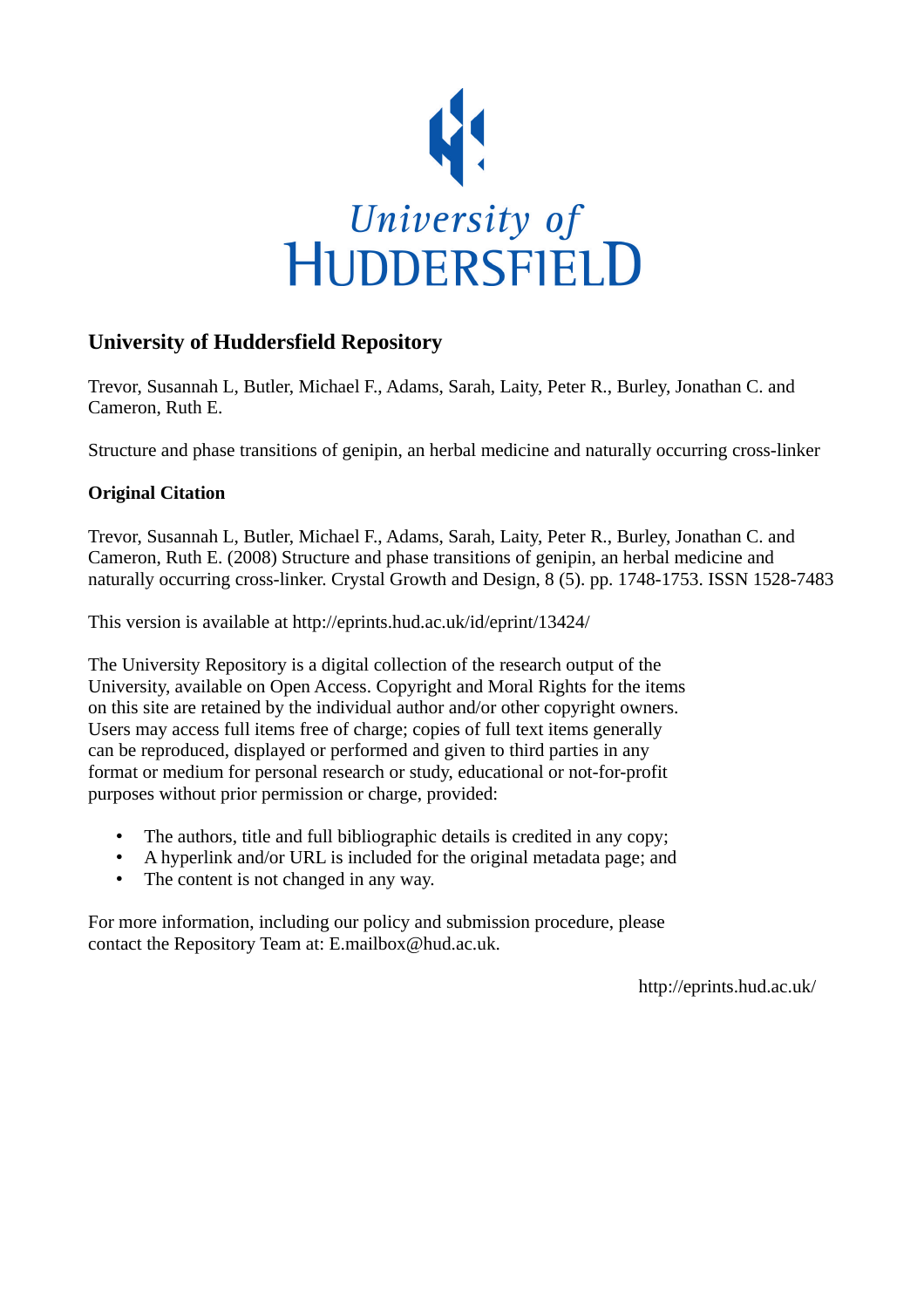University of HUDDERSFIELD

## University of Huddersfield Repository

Trevor, Susannah L, Butler, Michael F., Adams, Sarah, Laity, Peter R., Burley, Jonathan C. and Cameron, Ruth E.

Structure and phase transitions of genipin, an herbal medicine and naturally occurring cross-linker

### Original Citation

Trevor, Susannah L, Butler, Michael F., Adams, Sarah, Laity, Peter R., Burley, Jonathan C. and Cameron, Ruth E. (2008) Structure and phase transitions of genipin, an herbal medicine and naturally occurring cross-linker. Crystal Growth and Design, 8 (5). pp. 1748-1753. ISSN 1528-7483

This version is available at http://eprints.hud.ac.uk/id/eprint/13424/

The University Repository is a digital collection of the research output of the University, available on Open Access. Copyright and Moral Rights for the items on this site are retained by the individual author and/or other copyright owners. Users may access full items free of charge; copies of full text items generally can be reproduced, displayed or performed and given to third parties in any format or medium for personal research or study, educational or not-for-profit purposes without prior permission or charge, provided:

- The authors, title and full bibliographic details is credited in any copy;
- A hyperlink and/or URL is included for the original metadata page; and
- The content is not changed in any way.

For more information, including our policy and submission procedure, please contact the Repository Team at: E.mailbox@hud.ac.uk.

http://eprints.hud.ac.uk/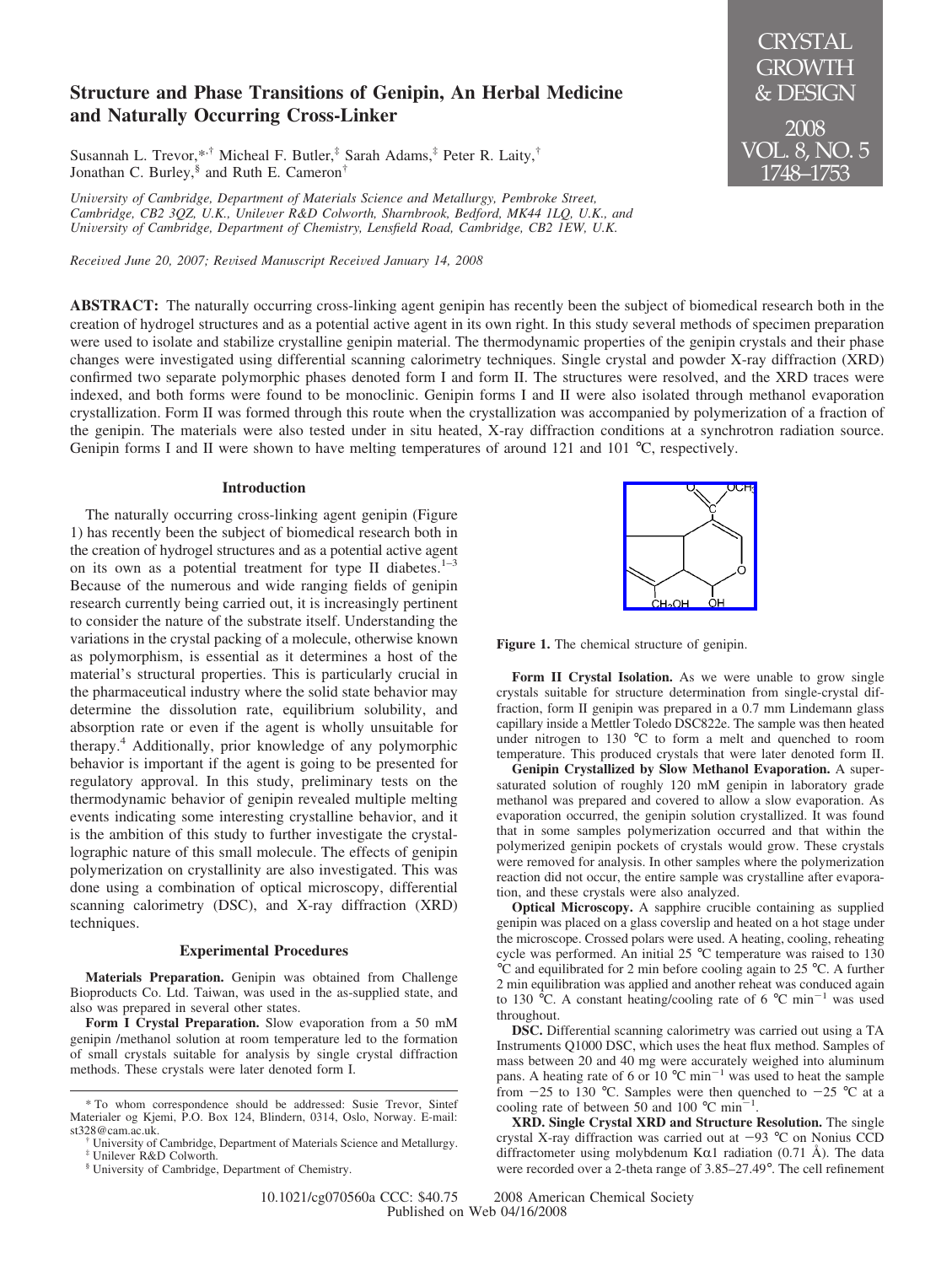# Structure and Phase Transitions of Genipin, An Herbal Medicine and Naturally Occurring Cross-Linker

Susannah L. Trevor,*,† Micheal F. Butler,‡ Sarah Adams,‡ Peter R. Laity,† Jonathan C. Burley,§ and Ruth E. Cameron†

*University of Cambridge, Department of Materials Science and Metallurgy, Pembroke Street, Cambridge, CB2 3QZ, U.K., Unilever R&D Colworth, Sharnbrook, Bedford, MK44 1LQ, U.K., and University of Cambridge, Department of Chemistry, Lensfield Road, Cambridge, CB2 1EW, U.K.*

*Received June 20, 2007; Revised Manuscript Received January 14, 2008*

**ABSTRACT:** The naturally occurring cross-linking agent genipin has recently been the subject of biomedical research both in the creation of hydrogel structures and as a potential active agent in its own right. In this study several methods of specimen preparation were used to isolate and stabilize crystalline genipin material. The thermodynamic properties of the genipin crystals and their phase changes were investigated using differential scanning calorimetry techniques. Single crystal and powder X-ray diffraction (XRD) confirmed two separate polymorphic phases denoted form I and form II. The structures were resolved, and the XRD traces were indexed, and both forms were found to be monoclinic. Genipin forms I and II were also isolated through methanol evaporation crystallization. Form II was formed through this route when the crystallization was accompanied by polymerization of a fraction of the genipin. The materials were also tested under in situ heated, X-ray diffraction conditions at a synchrotron radiation source. Genipin forms I and II were shown to have melting temperatures of around 121 and 101 °C, respectively.

## Introduction

The naturally occurring cross-linking agent genipin (Figure 1) has recently been the subject of biomedical research both in the creation of hydrogel structures and as a potential active agent on its own as a potential treatment for type II diabetes.[1–3] Because of the numerous and wide ranging fields of genipin research currently being carried out, it is increasingly pertinent to consider the nature of the substrate itself. Understanding the variations in the crystal packing of a molecule, otherwise known as polymorphism, is essential as it determines a host of the material's structural properties. This is particularly crucial in the pharmaceutical industry where the solid state behavior may determine the dissolution rate, equilibrium solubility, and absorption rate or even if the agent is wholly unsuitable for therapy.[4] Additionally, prior knowledge of any polymorphic behavior is important if the agent is going to be presented for regulatory approval. In this study, preliminary tests on the thermodynamic behavior of genipin revealed multiple melting events indicating some interesting crystalline behavior, and it is the ambition of this study to further investigate the crystallographic nature of this small molecule. The effects of genipin polymerization on crystallinity are also investigated. This was done using a combination of optical microscopy, differential scanning calorimetry (DSC), and X-ray diffraction (XRD) techniques.

## Experimental Procedures

**Materials Preparation.** Genipin was obtained from Challenge Bioproducts Co. Ltd. Taiwan, was used in the as-supplied state, and also was prepared in several other states.

**Form I Crystal Preparation.** Slow evaporation from a 50 mM genipin /methanol solution at room temperature led to the formation of small crystals suitable for analysis by single crystal diffraction methods. These crystals were later denoted form I.

O OCH3
C
O
CH2OH OH

**Figure 1.** The chemical structure of genipin.

**Form II Crystal Isolation.** As we were unable to grow single crystals suitable for structure determination from single-crystal diffraction, form II genipin was prepared in a 0.7 mm Lindemann glass capillary inside a Mettler Toledo DSC822e. The sample was then heated under nitrogen to 130 °C to form a melt and quenched to room temperature. This produced crystals that were later denoted form II.

**Genipin Crystallized by Slow Methanol Evaporation.** A supersaturated solution of roughly 120 mM genipin in laboratory grade methanol was prepared and covered to allow a slow evaporation. As evaporation occurred, the genipin solution crystallized. It was found that in some samples polymerization occurred and that within the polymerized genipin pockets of crystals would grow. These crystals were removed for analysis. In other samples where the polymerization reaction did not occur, the entire sample was crystalline after evaporation, and these crystals were also analyzed.

**Optical Microscopy.** A sapphire crucible containing as supplied genipin was placed on a glass coverslip and heated on a hot stage under the microscope. Crossed polars were used. A heating, cooling, reheating cycle was performed. An initial 25 °C temperature was raised to 130 °C and equilibrated for 2 min before cooling again to 25 °C. A further 2 min equilibration was applied and another reheat was conducted again to 130 °C. A constant heating/cooling rate of 6 °C $min^{-1}$ was used throughout.

**DSC.** Differential scanning calorimetry was carried out using a TA Instruments Q1000 DSC, which uses the heat flux method. Samples of mass between 20 and 40 mg were accurately weighed into aluminum pans. A heating rate of 6 or 10 °C $min^{-1}$ was used to heat the sample from −25 to 130 °C. Samples were then quenched to −25 °C at a cooling rate of between 50 and 100 °C $min^{-1}$.

**XRD. Single Crystal XRD and Structure Resolution.** The single crystal X-ray diffraction was carried out at −93 °C on Nonius CCD diffractometer using molybdenum K$\alpha$1 radiation (0.71 Å). The data were recorded over a 2-theta range of 3.85–27.49°. The cell refinement

\* To whom correspondence should be addressed: Susie Trevor, Sintef Materialer og Kjemi, P.O. Box 124, Blindern, 0314, Oslo, Norway. E-mail: st328@cam.ac.uk.

† University of Cambridge, Department of Materials Science and Metallurgy.

‡ Unilever R&D Colworth.

§ University of Cambridge, Department of Chemistry.

10.1021/cg070560a CCC: $40.75 © 2008 American Chemical Society
Published on Web 04/16/2008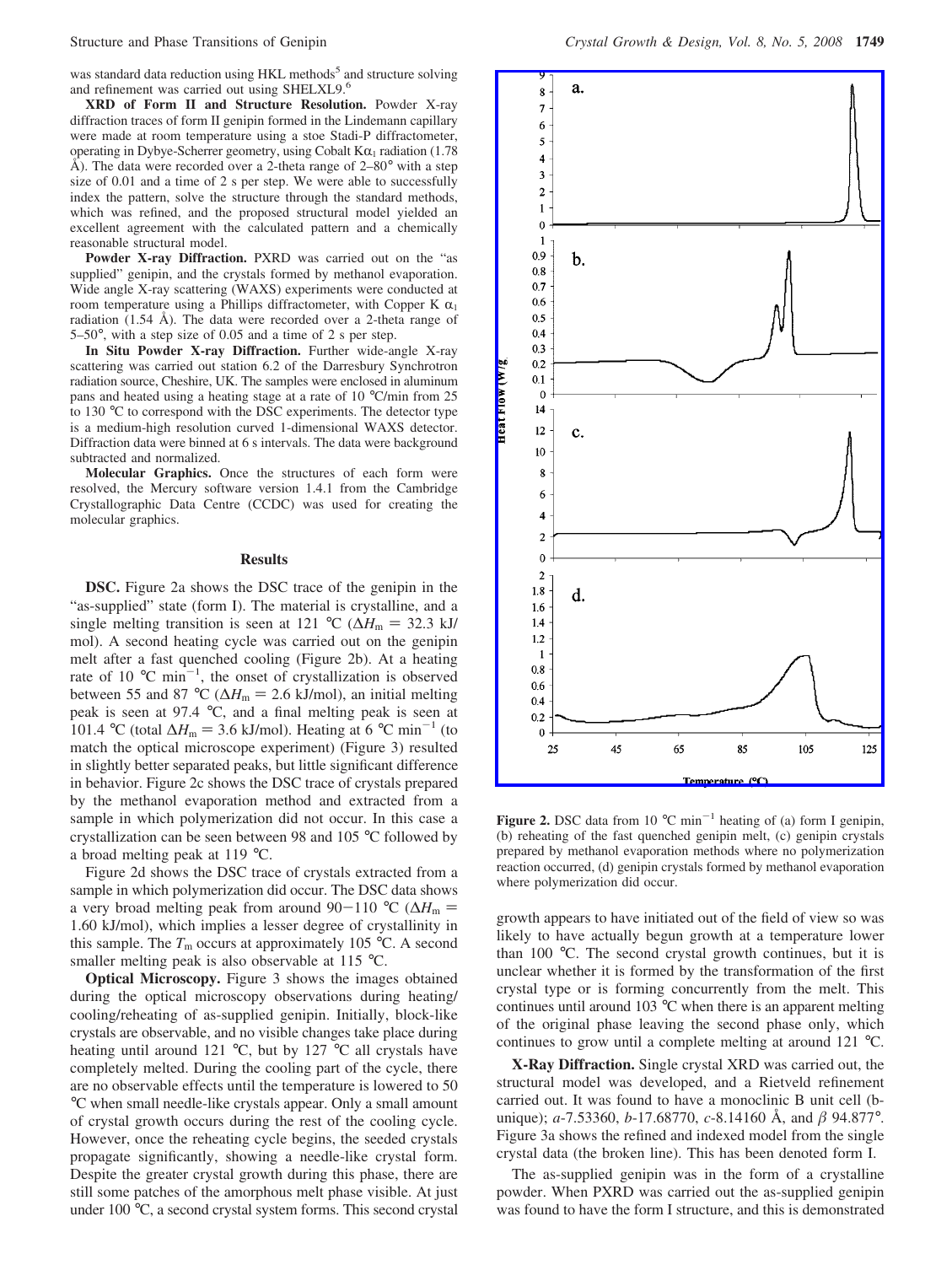was standard data reduction using HKL methods[5] and structure solving and refinement was carried out using SHELXL9.[6]

**XRD of Form II and Structure Resolution.** Powder X-ray diffraction traces of form II genipin formed in the Lindemann capillary were made at room temperature using a stoe Stadi-P diffractometer, operating in Dybye-Scherrer geometry, using Cobalt K$\alpha_1$ radiation (1.78 Å). The data were recorded over a 2-theta range of 2–80° with a step size of 0.01 and a time of 2 s per step. We were able to successfully index the pattern, solve the structure through the standard methods, which was refined, and the proposed structural model yielded an excellent agreement with the calculated pattern and a chemically reasonable structural model.

**Powder X-ray Diffraction.** PXRD was carried out on the "as supplied" genipin, and the crystals formed by methanol evaporation. Wide angle X-ray scattering (WAXS) experiments were conducted at room temperature using a Phillips diffractometer, with Copper K $\alpha_1$ radiation (1.54 Å). The data were recorded over a 2-theta range of 5–50°, with a step size of 0.05 and a time of 2 s per step.

**In Situ Powder X-ray Diffraction.** Further wide-angle X-ray scattering was carried out station 6.2 of the Darresbury Synchrotron radiation source, Cheshire, UK. The samples were enclosed in aluminum pans and heated using a heating stage at a rate of 10 °C/min from 25 to 130 °C to correspond with the DSC experiments. The detector type is a medium-high resolution curved 1-dimensional WAXS detector. Diffraction data were binned at 6 s intervals. The data were background subtracted and normalized.

**Molecular Graphics.** Once the structures of each form were resolved, the Mercury software version 1.4.1 from the Cambridge Crystallographic Data Centre (CCDC) was used for creating the molecular graphics.

## Results

**DSC.** Figure 2a shows the DSC trace of the genipin in the "as-supplied" state (form I). The material is crystalline, and a single melting transition is seen at 121 °C ($\Delta H_m$ = 32.3 kJ/mol). A second heating cycle was carried out on the genipin melt after a fast quenched cooling (Figure 2b). At a heating rate of 10 °C min$^{-1}$, the onset of crystallization is observed between 55 and 87 °C ($\Delta H_m$ = 2.6 kJ/mol), an initial melting peak is seen at 97.4 °C, and a final melting peak is seen at 101.4 °C (total $\Delta H_m$ = 3.6 kJ/mol). Heating at 6 °C min$^{-1}$ (to match the optical microscope experiment) (Figure 3) resulted in slightly better separated peaks, but little significant difference in behavior. Figure 2c shows the DSC trace of crystals prepared by the methanol evaporation method and extracted from a sample in which polymerization did not occur. In this case a crystallization can be seen between 98 and 105 °C followed by a broad melting peak at 119 °C.

Figure 2d shows the DSC trace of crystals extracted from a sample in which polymerization did occur. The DSC data shows a very broad melting peak from around 90–110 °C ($\Delta H_m$ = 1.60 kJ/mol), which implies a lesser degree of crystallinity in this sample. The $T_m$ occurs at approximately 105 °C. A second smaller melting peak is also observable at 115 °C.

**Optical Microscopy.** Figure 3 shows the images obtained during the optical microscopy observations during heating/cooling/reheating of as-supplied genipin. Initially, block-like crystals are observable, and no visible changes take place during heating until around 121 °C, but by 127 °C all crystals have completely melted. During the cooling part of the cycle, there are no observable effects until the temperature is lowered to 50 °C when small needle-like crystals appear. Only a small amount of crystal growth occurs during the rest of the cooling cycle. However, once the reheating cycle begins, the seeded crystals propagate significantly, showing a needle-like crystal form. Despite the greater crystal growth during this phase, there are still some patches of the amorphous melt phase visible. At just under 100 °C, a second crystal system forms. This second crystal growth appears to have initiated out of the field of view so was likely to have actually begun growth at a temperature lower than 100 °C. The second crystal growth continues, but it is unclear whether it is formed by the transformation of the first crystal type or is forming concurrently from the melt. This continues until around 103 °C when there is an apparent melting of the original phase leaving the second phase only, which continues to grow until a complete melting at around 121 °C.

**Figure 2.** DSC data from 10 °C min$^{-1}$ heating of (a) form I genipin, (b) reheating of the fast quenched genipin melt, (c) genipin crystals prepared by methanol evaporation methods where no polymerization reaction occurred, (d) genipin crystals formed by methanol evaporation where polymerization did occur.

**X-Ray Diffraction.** Single crystal XRD was carried out, the structural model was developed, and a Rietveld refinement carried out. It was found to have a monoclinic B unit cell (b-unique); *a*-7.53360, *b*-17.68770, *c*-8.14160 Å, and $\beta$ 94.877°. Figure 3a shows the refined and indexed model from the single crystal data (the broken line). This has been denoted form I.

The as-supplied genipin was in the form of a crystalline powder. When PXRD was carried out the as-supplied genipin was found to have the form I structure, and this is demonstrated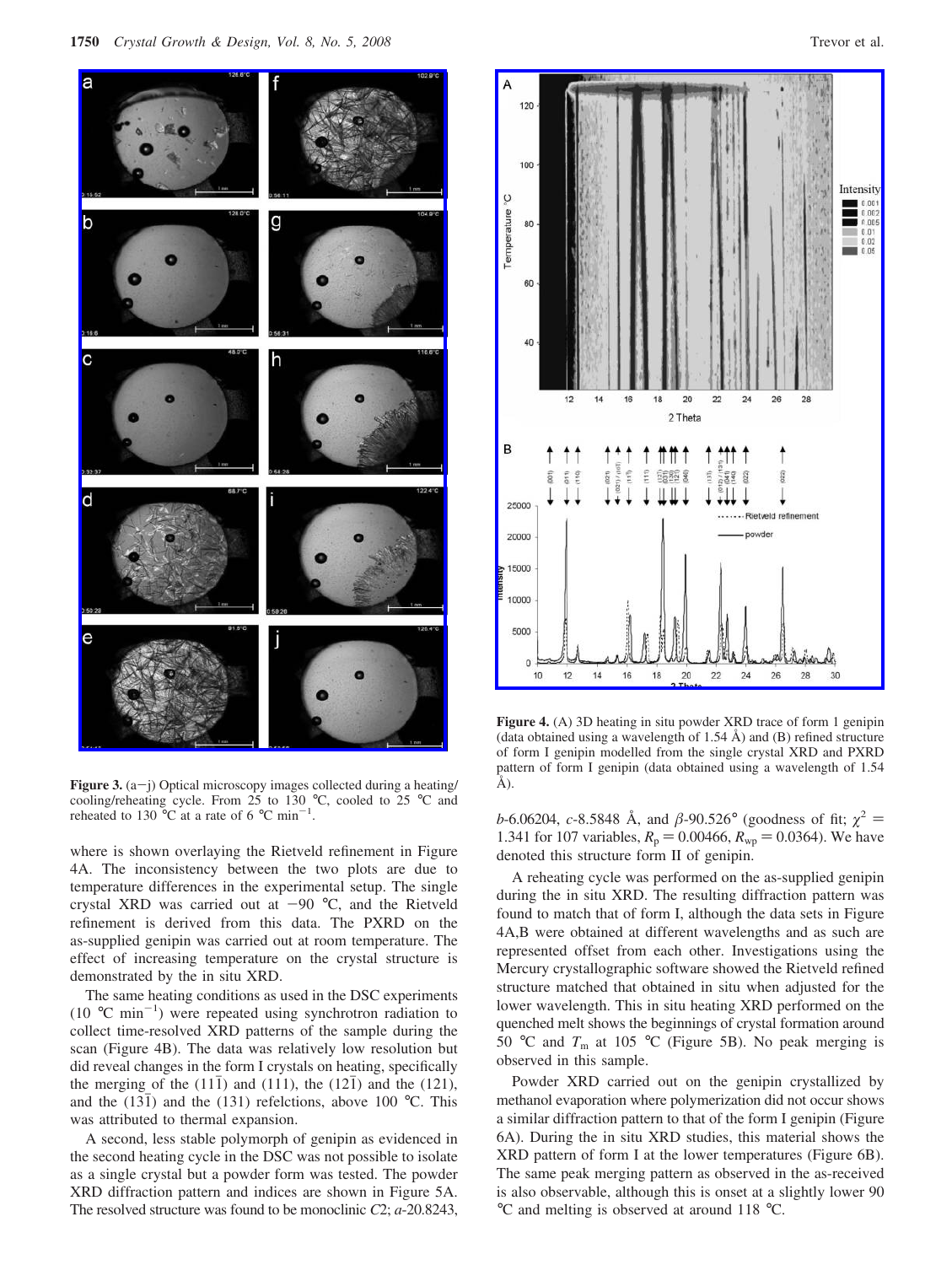**Figure 3.** (a−j) Optical microscopy images collected during a heating/cooling/reheating cycle. From 25 to 130 °C, cooled to 25 °C and reheated to 130 °C at a rate of 6 °C min$^{-1}$.

**Figure 4.** (A) 3D heating in situ powder XRD trace of form 1 genipin (data obtained using a wavelength of 1.54 Å) and (B) refined structure of form I genipin modelled from the single crystal XRD and PXRD pattern of form I genipin (data obtained using a wavelength of 1.54 Å).

where is shown overlaying the Rietveld refinement in Figure 4A. The inconsistency between the two plots are due to temperature differences in the experimental setup. The single crystal XRD was carried out at −90 °C, and the Rietveld refinement is derived from this data. The PXRD on the as-supplied genipin was carried out at room temperature. The effect of increasing temperature on the crystal structure is demonstrated by the in situ XRD.

The same heating conditions as used in the DSC experiments (10 °C min$^{-1}$) were repeated using synchrotron radiation to collect time-resolved XRD patterns of the sample during the scan (Figure 4B). The data was relatively low resolution but did reveal changes in the form I crystals on heating, specifically the merging of the $(11\bar{1})$ and (111), the $(12\bar{1})$ and the (121), and the $(13\bar{1})$ and the (131) refelctions, above 100 °C. This was attributed to thermal expansion.

A second, less stable polymorph of genipin as evidenced in the second heating cycle in the DSC was not possible to isolate as a single crystal but a powder form was tested. The powder XRD diffraction pattern and indices are shown in Figure 5A. The resolved structure was found to be monoclinic *C*2; *a*-20.8243, *b*-6.06204, *c*-8.5848 Å, and *β*-90.526° (goodness of fit; $\chi^2 = 1.341$ for 107 variables, $R_p = 0.00466$, $R_{wp} = 0.0364$). We have denoted this structure form II of genipin.

A reheating cycle was performed on the as-supplied genipin during the in situ XRD. The resulting diffraction pattern was found to match that of form I, although the data sets in Figure 4A,B were obtained at different wavelengths and as such are represented offset from each other. Investigations using the Mercury crystallographic software showed the Rietveld refined structure matched that obtained in situ when adjusted for the lower wavelength. This in situ heating XRD performed on the quenched melt shows the beginnings of crystal formation around 50 °C and $T_m$ at 105 °C (Figure 5B). No peak merging is observed in this sample.

Powder XRD carried out on the genipin crystallized by methanol evaporation where polymerization did not occur shows a similar diffraction pattern to that of the form I genipin (Figure 6A). During the in situ XRD studies, this material shows the XRD pattern of form I at the lower temperatures (Figure 6B). The same peak merging pattern as observed in the as-received is also observable, although this is onset at a slightly lower 90 °C and melting is observed at around 118 °C.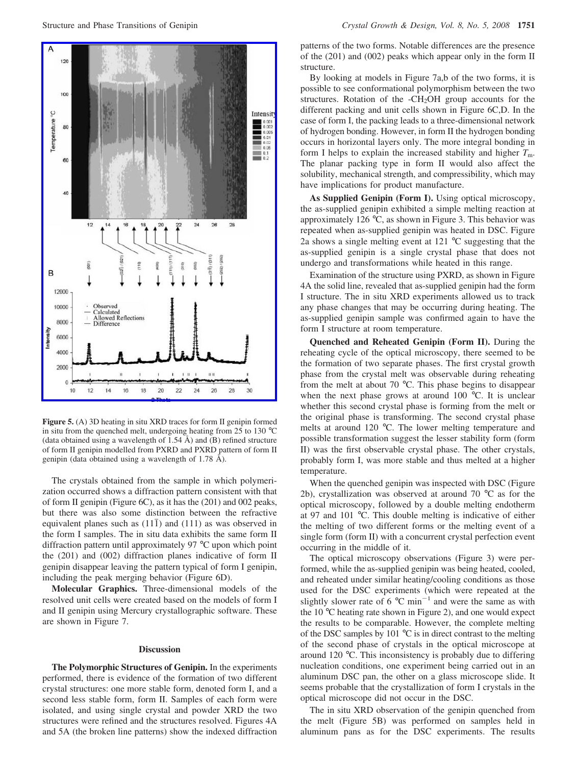**Figure 5.** (A) 3D heating in situ XRD traces for form II genipin formed in situ from the quenched melt, undergoing heating from 25 to 130 °C (data obtained using a wavelength of 1.54 Å) and (B) refined structure of form II genipin modelled from PXRD and PXRD pattern of form II genipin (data obtained using a wavelength of 1.78 Å).

The crystals obtained from the sample in which polymerization occurred shows a diffraction pattern consistent with that of form II genipin (Figure 6C), as it has the (201) and 002 peaks, but there was also some distinction between the refractive equivalent planes such as $(11\bar{1})$ and (111) as was observed in the form I samples. The in situ data exhibits the same form II diffraction pattern until approximately 97 °C upon which point the (201) and (002) diffraction planes indicative of form II genipin disappear leaving the pattern typical of form I genipin, including the peak merging behavior (Figure 6D).

**Molecular Graphics.** Three-dimensional models of the resolved unit cells were created based on the models of form I and II genipin using Mercury crystallographic software. These are shown in Figure 7.

## Discussion

**The Polymorphic Structures of Genipin.** In the experiments performed, there is evidence of the formation of two different crystal structures: one more stable form, denoted form I, and a second less stable form, form II. Samples of each form were isolated, and using single crystal and powder XRD the two structures were refined and the structures resolved. Figures 4A and 5A (the broken line patterns) show the indexed diffraction patterns of the two forms. Notable differences are the presence of the (201) and (002) peaks which appear only in the form II structure.

By looking at models in Figure 7a,b of the two forms, it is possible to see conformational polymorphism between the two structures. Rotation of the -$CH_2$OH group accounts for the different packing and unit cells shown in Figure 6C,D. In the case of form I, the packing leads to a three-dimensional network of hydrogen bonding. However, in form II the hydrogen bonding occurs in horizontal layers only. The more integral bonding in form I helps to explain the increased stability and higher $T_m$. The planar packing type in form II would also affect the solubility, mechanical strength, and compressibility, which may have implications for product manufacture.

**As Supplied Genipin (Form I).** Using optical microscopy, the as-supplied genipin exhibited a simple melting reaction at approximately 126 °C, as shown in Figure 3. This behavior was repeated when as-supplied genipin was heated in DSC. Figure 2a shows a single melting event at 121 °C suggesting that the as-supplied genipin is a single crystal phase that does not undergo and transformations while heated in this range.

Examination of the structure using PXRD, as shown in Figure 4A the solid line, revealed that as-supplied genipin had the form I structure. The in situ XRD experiments allowed us to track any phase changes that may be occurring during heating. The as-supplied genipin sample was confirmed again to have the form I structure at room temperature.

**Quenched and Reheated Genipin (Form II).** During the reheating cycle of the optical microscopy, there seemed to be the formation of two separate phases. The first crystal growth phase from the crystal melt was observable during reheating from the melt at about 70 °C. This phase begins to disappear when the next phase grows at around 100 °C. It is unclear whether this second crystal phase is forming from the melt or the original phase is transforming. The second crystal phase melts at around 120 °C. The lower melting temperature and possible transformation suggest the lesser stability form (form II) was the first observable crystal phase. The other crystals, probably form I, was more stable and thus melted at a higher temperature.

When the quenched genipin was inspected with DSC (Figure 2b), crystallization was observed at around 70 °C as for the optical microscopy, followed by a double melting endotherm at 97 and 101 °C. This double melting is indicative of either the melting of two different forms or the melting event of a single form (form II) with a concurrent crystal perfection event occurring in the middle of it.

The optical microscopy observations (Figure 3) were performed, while the as-supplied genipin was being heated, cooled, and reheated under similar heating/cooling conditions as those used for the DSC experiments (which were repeated at the slightly slower rate of 6 °C $min^{-1}$ and were the same as with the 10 °C heating rate shown in Figure 2), and one would expect the results to be comparable. However, the complete melting of the DSC samples by 101 °C is in direct contrast to the melting of the second phase of crystals in the optical microscope at around 120 °C. This inconsistency is probably due to differing nucleation conditions, one experiment being carried out in an aluminum DSC pan, the other on a glass microscope slide. It seems probable that the crystallization of form I crystals in the optical microscope did not occur in the DSC.

The in situ XRD observation of the genipin quenched from the melt (Figure 5B) was performed on samples held in aluminum pans as for the DSC experiments. The results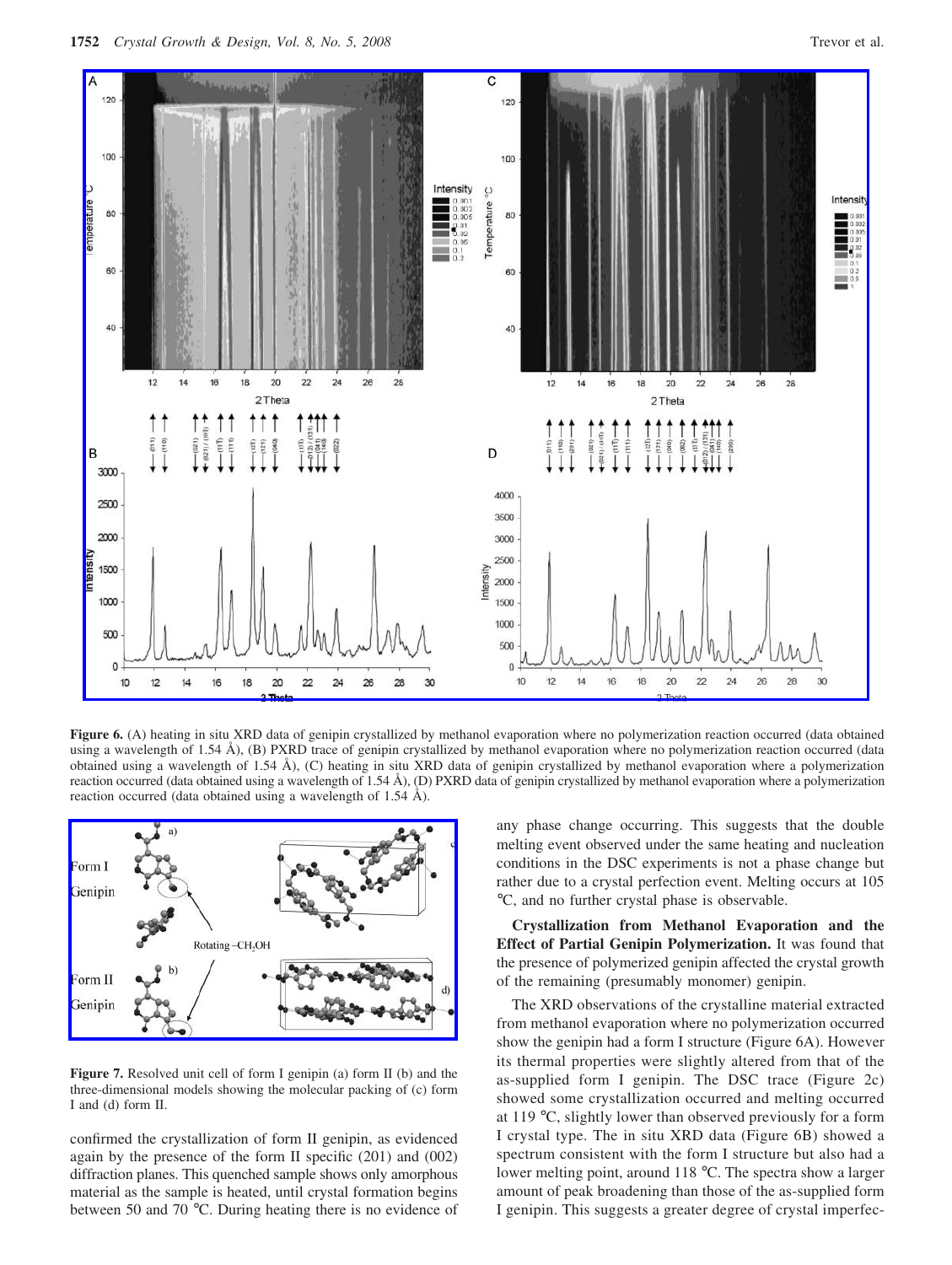**Figure 6.** (A) heating in situ XRD data of genipin crystallized by methanol evaporation where no polymerization reaction occurred (data obtained using a wavelength of 1.54 Å), (B) PXRD trace of genipin crystallized by methanol evaporation where no polymerization reaction occurred (data obtained using a wavelength of 1.54 Å), (C) heating in situ XRD data of genipin crystallized by methanol evaporation where a polymerization reaction occurred (data obtained using a wavelength of 1.54 Å), (D) PXRD data of genipin crystallized by methanol evaporation where a polymerization reaction occurred (data obtained using a wavelength of 1.54 Å).

**Figure 7.** Resolved unit cell of form I genipin (a) form II (b) and the three-dimensional models showing the molecular packing of (c) form I and (d) form II.

confirmed the crystallization of form II genipin, as evidenced again by the presence of the form II specific (201) and (002) diffraction planes. This quenched sample shows only amorphous material as the sample is heated, until crystal formation begins between 50 and 70 °C. During heating there is no evidence of any phase change occurring. This suggests that the double melting event observed under the same heating and nucleation conditions in the DSC experiments is not a phase change but rather due to a crystal perfection event. Melting occurs at 105 °C, and no further crystal phase is observable.

**Crystallization from Methanol Evaporation and the Effect of Partial Genipin Polymerization.** It was found that the presence of polymerized genipin affected the crystal growth of the remaining (presumably monomer) genipin.

The XRD observations of the crystalline material extracted from methanol evaporation where no polymerization occurred show the genipin had a form I structure (Figure 6A). However its thermal properties were slightly altered from that of the as-supplied form I genipin. The DSC trace (Figure 2c) showed some crystallization occurred and melting occurred at 119 °C, slightly lower than observed previously for a form I crystal type. The in situ XRD data (Figure 6B) showed a spectrum consistent with the form I structure but also had a lower melting point, around 118 °C. The spectra show a larger amount of peak broadening than those of the as-supplied form I genipin. This suggests a greater degree of crystal imperfec-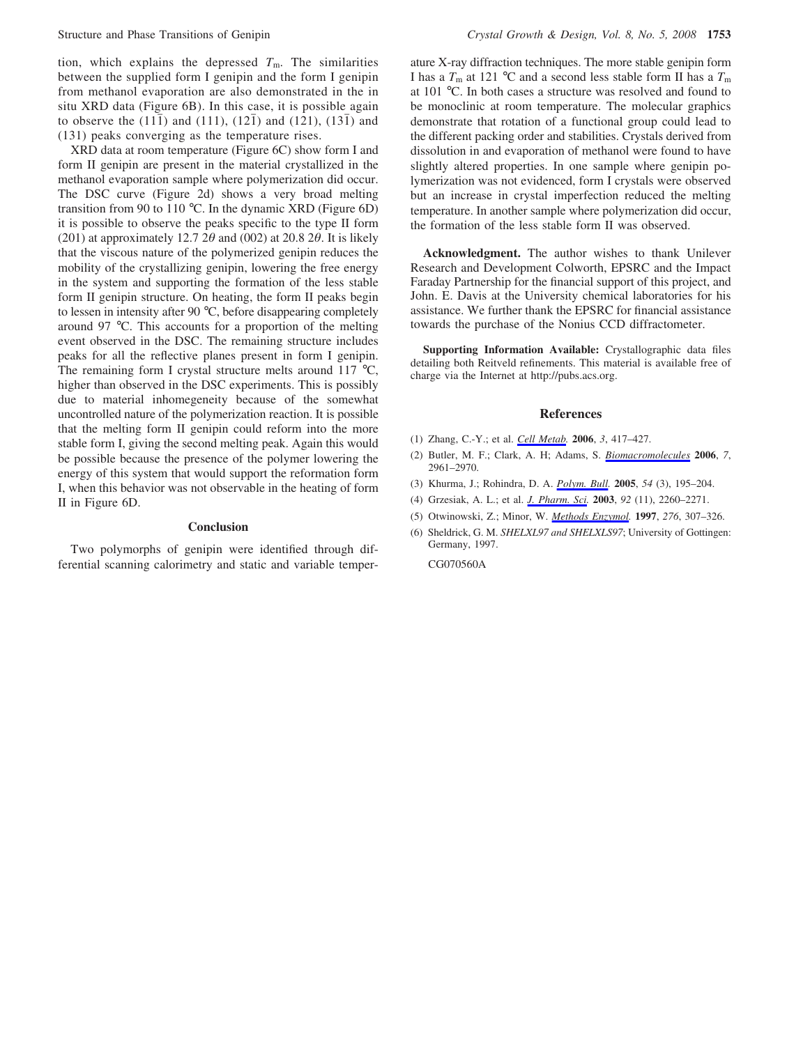tion, which explains the depressed $T_m$. The similarities between the supplied form I genipin and the form I genipin from methanol evaporation are also demonstrated in the in situ XRD data (Figure 6B). In this case, it is possible again to observe the $(11\bar{1})$ and (111), $(12\bar{1})$ and (121), $(13\bar{1})$ and (131) peaks converging as the temperature rises.

XRD data at room temperature (Figure 6C) show form I and form II genipin are present in the material crystallized in the methanol evaporation sample where polymerization did occur. The DSC curve (Figure 2d) shows a very broad melting transition from 90 to 110 °C. In the dynamic XRD (Figure 6D) it is possible to observe the peaks specific to the type II form (201) at approximately 12.7 $2\theta$ and (002) at 20.8 $2\theta$. It is likely that the viscous nature of the polymerized genipin reduces the mobility of the crystallizing genipin, lowering the free energy in the system and supporting the formation of the less stable form II genipin structure. On heating, the form II peaks begin to lessen in intensity after 90 °C, before disappearing completely around 97 °C. This accounts for a proportion of the melting event observed in the DSC. The remaining structure includes peaks for all the reflective planes present in form I genipin. The remaining form I crystal structure melts around 117 °C, higher than observed in the DSC experiments. This is possibly due to material inhomegeneity because of the somewhat uncontrolled nature of the polymerization reaction. It is possible that the melting form II genipin could reform into the more stable form I, giving the second melting peak. Again this would be possible because the presence of the polymer lowering the energy of this system that would support the reformation form I, when this behavior was not observable in the heating of form II in Figure 6D.

## Conclusion

Two polymorphs of genipin were identified through differential scanning calorimetry and static and variable temperature X-ray diffraction techniques. The more stable genipin form I has a $T_m$ at 121 °C and a second less stable form II has a $T_m$ at 101 °C. In both cases a structure was resolved and found to be monoclinic at room temperature. The molecular graphics demonstrate that rotation of a functional group could lead to the different packing order and stabilities. Crystals derived from dissolution in and evaporation of methanol were found to have slightly altered properties. In one sample where genipin polymerization was not evidenced, form I crystals were observed but an increase in crystal imperfection reduced the melting temperature. In another sample where polymerization did occur, the formation of the less stable form II was observed.

**Acknowledgment.** The author wishes to thank Unilever Research and Development Colworth, EPSRC and the Impact Faraday Partnership for the financial support of this project, and John. E. Davis at the University chemical laboratories for his assistance. We further thank the EPSRC for financial assistance towards the purchase of the Nonius CCD diffractometer.

**Supporting Information Available:** Crystallographic data files detailing both Reitveld refinements. This material is available free of charge via the Internet at http://pubs.acs.org.

## References

(1) Zhang, C.-Y.; et al. *Cell Metab.* **2006**, *3*, 417–427.

(2) Butler, M. F.; Clark, A. H; Adams, S. *Biomacromolecules* **2006**, *7*, 2961–2970.

(3) Khurma, J.; Rohindra, D. A. *Polym. Bull.* **2005**, *54* (3), 195–204.

(4) Grzesiak, A. L.; et al. *J. Pharm. Sci.* **2003**, *92* (11), 2260–2271.

(5) Otwinowski, Z.; Minor, W. *Methods Enzymol.* **1997**, *276*, 307–326.

(6) Sheldrick, G. M. *SHELXL97 and SHELXLS97*; University of Gottingen: Germany, 1997.

CG070560A